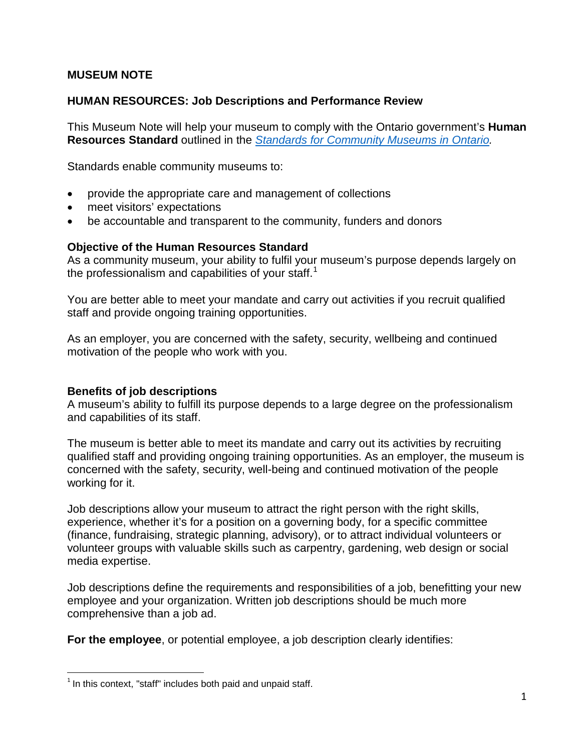# MUSEUM NOTE

## HUMAN RESOURCES: Job Descriptions and Performance Review

This Museum Note will help your museum to comply with the Ontario government's **Human Resources Standard** outlined in the *Standards for Community Museums in Ontario.*

Standards enable community museums to:

- provide the appropriate care and management of collections
- meet visitors' expectations
- be accountable and transparent to the community, funders and donors

### Objective of the Human Resources Standard

As a community museum, your ability to fulfil your museum's purpose depends largely on the professionalism and capabilities of your staff.[1]

You are better able to meet your mandate and carry out activities if you recruit qualified staff and provide ongoing training opportunities.

As an employer, you are concerned with the safety, security, wellbeing and continued motivation of the people who work with you.

### Benefits of job descriptions

A museum's ability to fulfill its purpose depends to a large degree on the professionalism and capabilities of its staff.

The museum is better able to meet its mandate and carry out its activities by recruiting qualified staff and providing ongoing training opportunities. As an employer, the museum is concerned with the safety, security, well-being and continued motivation of the people working for it.

Job descriptions allow your museum to attract the right person with the right skills, experience, whether it's for a position on a governing body, for a specific committee (finance, fundraising, strategic planning, advisory), or to attract individual volunteers or volunteer groups with valuable skills such as carpentry, gardening, web design or social media expertise.

Job descriptions define the requirements and responsibilities of a job, benefitting your new employee and your organization. Written job descriptions should be much more comprehensive than a job ad.

**For the employee**, or potential employee, a job description clearly identifies:

[1] In this context, "staff" includes both paid and unpaid staff.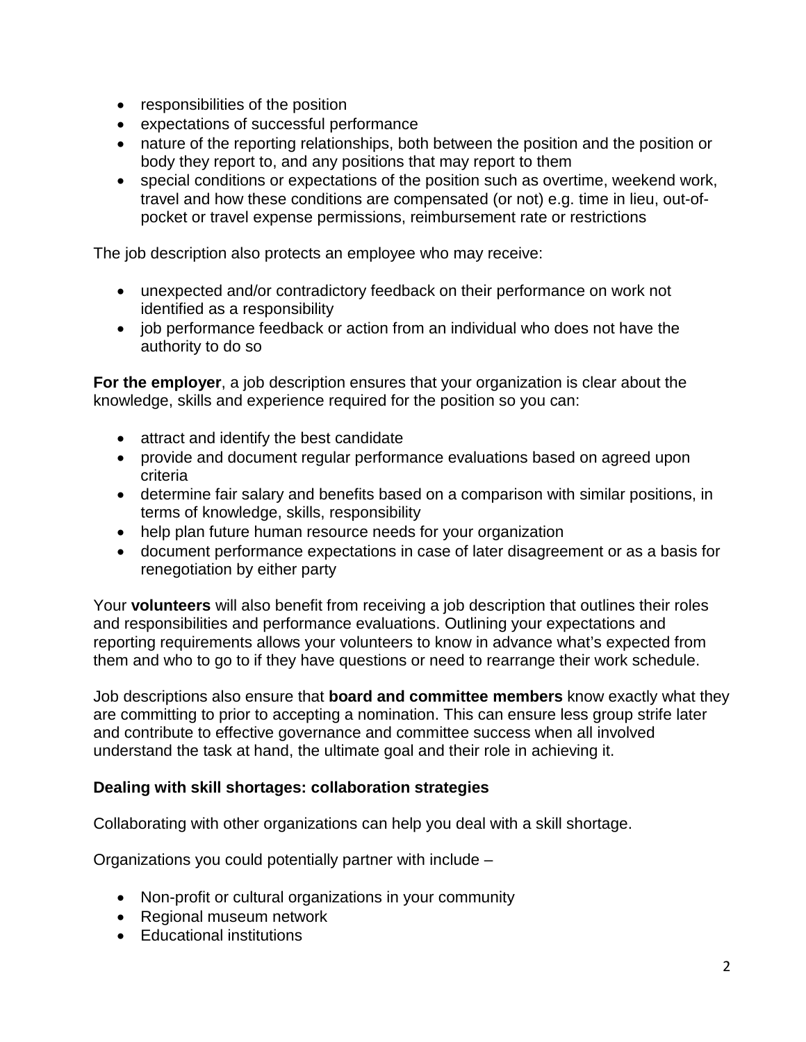- responsibilities of the position
- expectations of successful performance
- nature of the reporting relationships, both between the position and the position or body they report to, and any positions that may report to them
- special conditions or expectations of the position such as overtime, weekend work, travel and how these conditions are compensated (or not) e.g. time in lieu, out-of-pocket or travel expense permissions, reimbursement rate or restrictions

The job description also protects an employee who may receive:

- unexpected and/or contradictory feedback on their performance on work not identified as a responsibility
- job performance feedback or action from an individual who does not have the authority to do so

**For the employer**, a job description ensures that your organization is clear about the knowledge, skills and experience required for the position so you can:

- attract and identify the best candidate
- provide and document regular performance evaluations based on agreed upon criteria
- determine fair salary and benefits based on a comparison with similar positions, in terms of knowledge, skills, responsibility
- help plan future human resource needs for your organization
- document performance expectations in case of later disagreement or as a basis for renegotiation by either party

Your **volunteers** will also benefit from receiving a job description that outlines their roles and responsibilities and performance evaluations. Outlining your expectations and reporting requirements allows your volunteers to know in advance what's expected from them and who to go to if they have questions or need to rearrange their work schedule.

Job descriptions also ensure that **board and committee members** know exactly what they are committing to prior to accepting a nomination. This can ensure less group strife later and contribute to effective governance and committee success when all involved understand the task at hand, the ultimate goal and their role in achieving it.

**Dealing with skill shortages: collaboration strategies**

Collaborating with other organizations can help you deal with a skill shortage.

Organizations you could potentially partner with include –

- Non-profit or cultural organizations in your community
- Regional museum network
- Educational institutions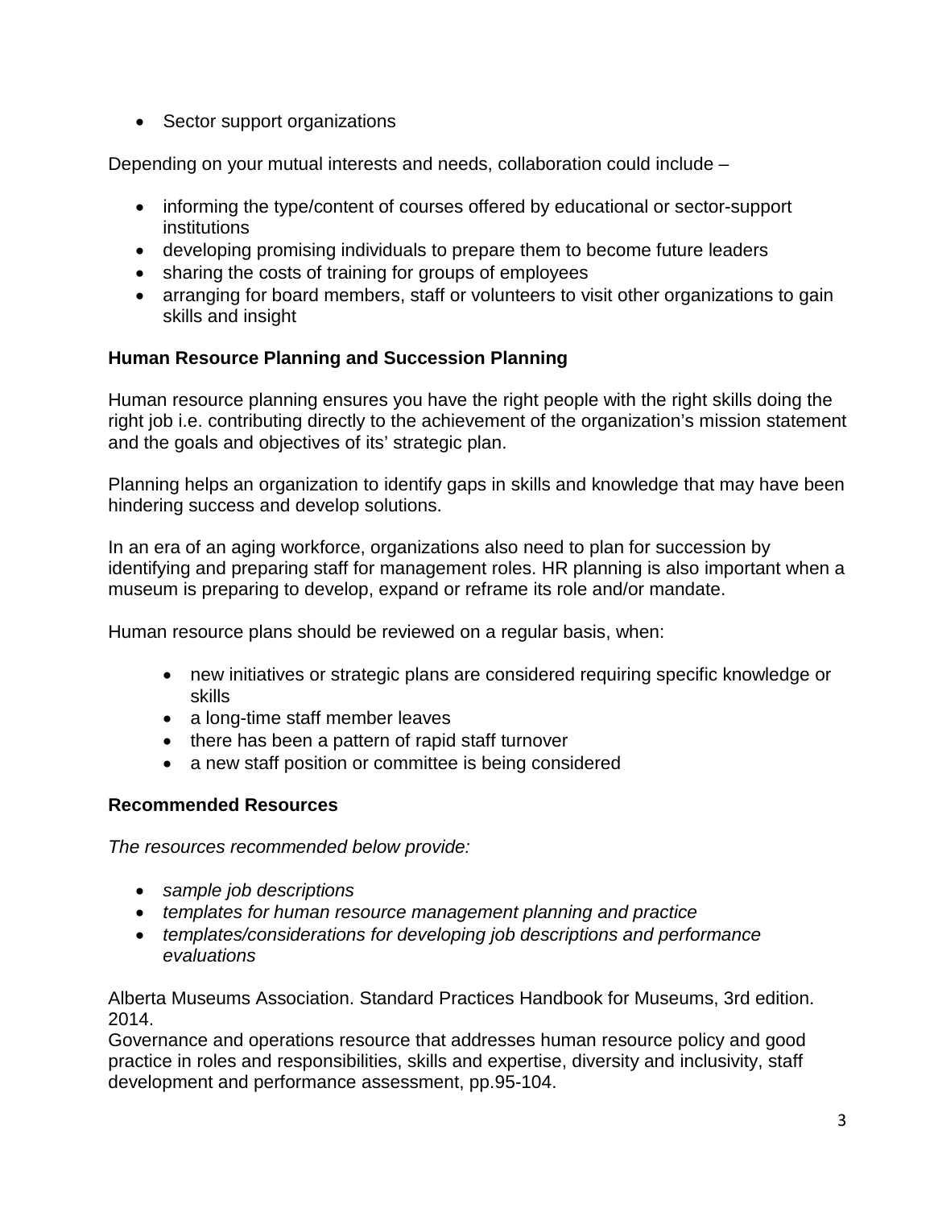- Sector support organizations

Depending on your mutual interests and needs, collaboration could include –

- informing the type/content of courses offered by educational or sector-support institutions
- developing promising individuals to prepare them to become future leaders
- sharing the costs of training for groups of employees
- arranging for board members, staff or volunteers to visit other organizations to gain skills and insight

**Human Resource Planning and Succession Planning**

Human resource planning ensures you have the right people with the right skills doing the right job i.e. contributing directly to the achievement of the organization's mission statement and the goals and objectives of its' strategic plan.

Planning helps an organization to identify gaps in skills and knowledge that may have been hindering success and develop solutions.

In an era of an aging workforce, organizations also need to plan for succession by identifying and preparing staff for management roles. HR planning is also important when a museum is preparing to develop, expand or reframe its role and/or mandate.

Human resource plans should be reviewed on a regular basis, when:

- new initiatives or strategic plans are considered requiring specific knowledge or skills
- a long-time staff member leaves
- there has been a pattern of rapid staff turnover
- a new staff position or committee is being considered

**Recommended Resources**

*The resources recommended below provide:*

- *sample job descriptions*
- *templates for human resource management planning and practice*
- *templates/considerations for developing job descriptions and performance evaluations*

Alberta Museums Association. Standard Practices Handbook for Museums, 3rd edition. 2014.
Governance and operations resource that addresses human resource policy and good practice in roles and responsibilities, skills and expertise, diversity and inclusivity, staff development and performance assessment, pp.95-104.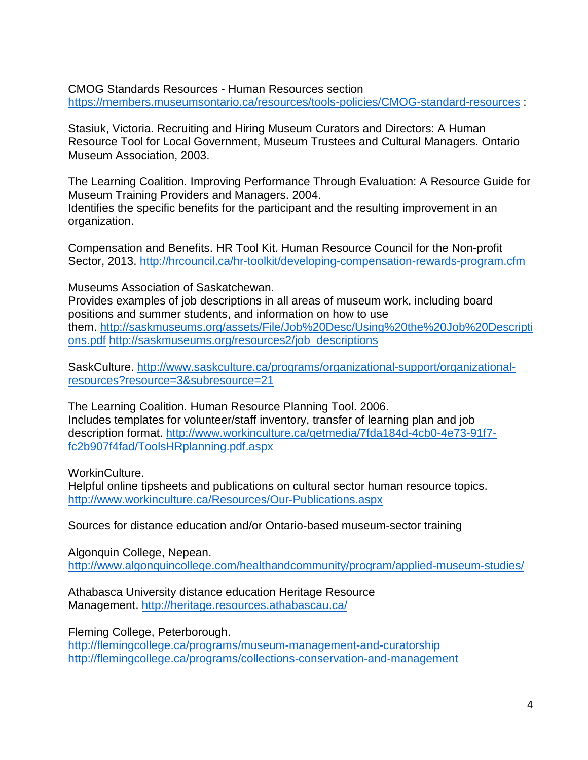CMOG Standards Resources - Human Resources section
https://members.museumsontario.ca/resources/tools-policies/CMOG-standard-resources :

Stasiuk, Victoria. Recruiting and Hiring Museum Curators and Directors: A Human Resource Tool for Local Government, Museum Trustees and Cultural Managers. Ontario Museum Association, 2003.

The Learning Coalition. Improving Performance Through Evaluation: A Resource Guide for Museum Training Providers and Managers. 2004.
Identifies the specific benefits for the participant and the resulting improvement in an organization.

Compensation and Benefits. HR Tool Kit. Human Resource Council for the Non-profit Sector, 2013. http://hrcouncil.ca/hr-toolkit/developing-compensation-rewards-program.cfm

Museums Association of Saskatchewan.
Provides examples of job descriptions in all areas of museum work, including board positions and summer students, and information on how to use them. http://saskmuseums.org/assets/File/Job%20Desc/Using%20the%20Job%20Descriptions.pdf http://saskmuseums.org/resources2/job_descriptions

SaskCulture. http://www.saskculture.ca/programs/organizational-support/organizational-resources?resource=3&subresource=21

The Learning Coalition. Human Resource Planning Tool. 2006.
Includes templates for volunteer/staff inventory, transfer of learning plan and job description format. http://www.workinculture.ca/getmedia/7fda184d-4cb0-4e73-91f7-fc2b907f4fad/ToolsHRplanning.pdf.aspx

WorkinCulture.
Helpful online tipsheets and publications on cultural sector human resource topics.
http://www.workinculture.ca/Resources/Our-Publications.aspx

Sources for distance education and/or Ontario-based museum-sector training

Algonquin College, Nepean.
http://www.algonquincollege.com/healthandcommunity/program/applied-museum-studies/

Athabasca University distance education Heritage Resource Management. http://heritage.resources.athabascau.ca/

Fleming College, Peterborough.
http://flemingcollege.ca/programs/museum-management-and-curatorship
http://flemingcollege.ca/programs/collections-conservation-and-management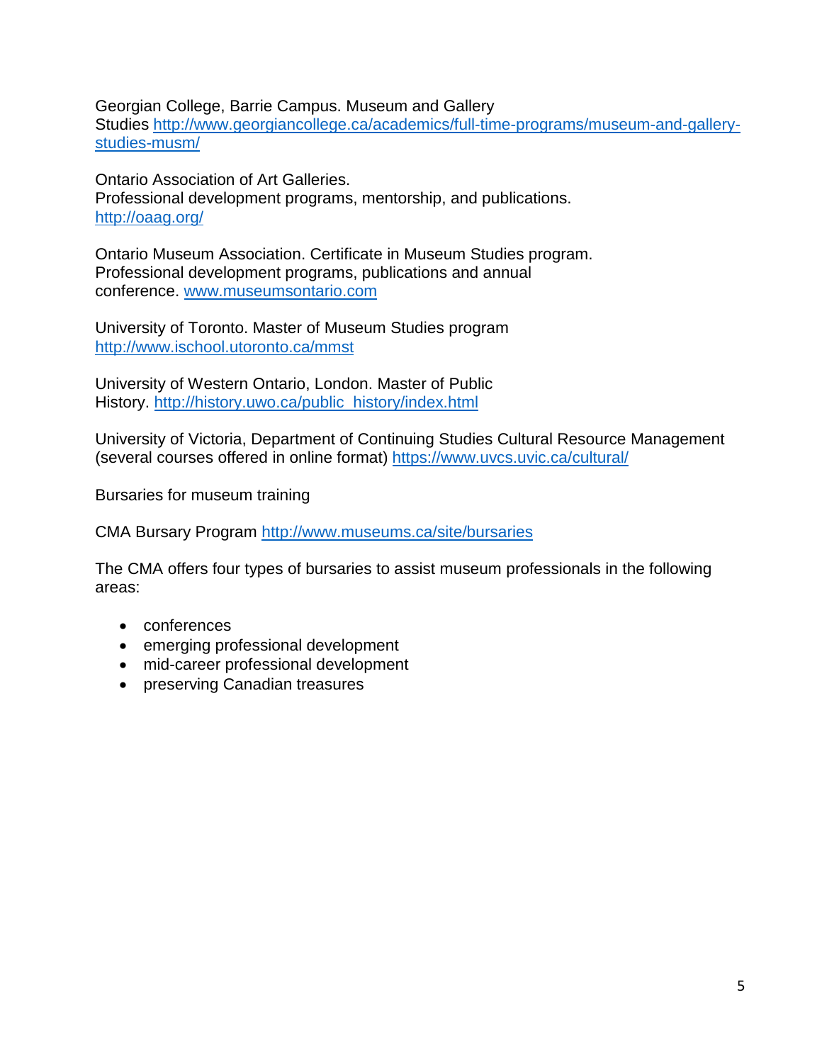Georgian College, Barrie Campus. Museum and Gallery Studies http://www.georgiancollege.ca/academics/full-time-programs/museum-and-gallery-studies-musm/

Ontario Association of Art Galleries.
Professional development programs, mentorship, and publications.
http://oaag.org/

Ontario Museum Association. Certificate in Museum Studies program.
Professional development programs, publications and annual conference. www.museumsontario.com

University of Toronto. Master of Museum Studies program
http://www.ischool.utoronto.ca/mmst

University of Western Ontario, London. Master of Public History. http://history.uwo.ca/public_history/index.html

University of Victoria, Department of Continuing Studies Cultural Resource Management (several courses offered in online format) https://www.uvcs.uvic.ca/cultural/

Bursaries for museum training

CMA Bursary Program http://www.museums.ca/site/bursaries

The CMA offers four types of bursaries to assist museum professionals in the following areas:

- conferences
- emerging professional development
- mid-career professional development
- preserving Canadian treasures